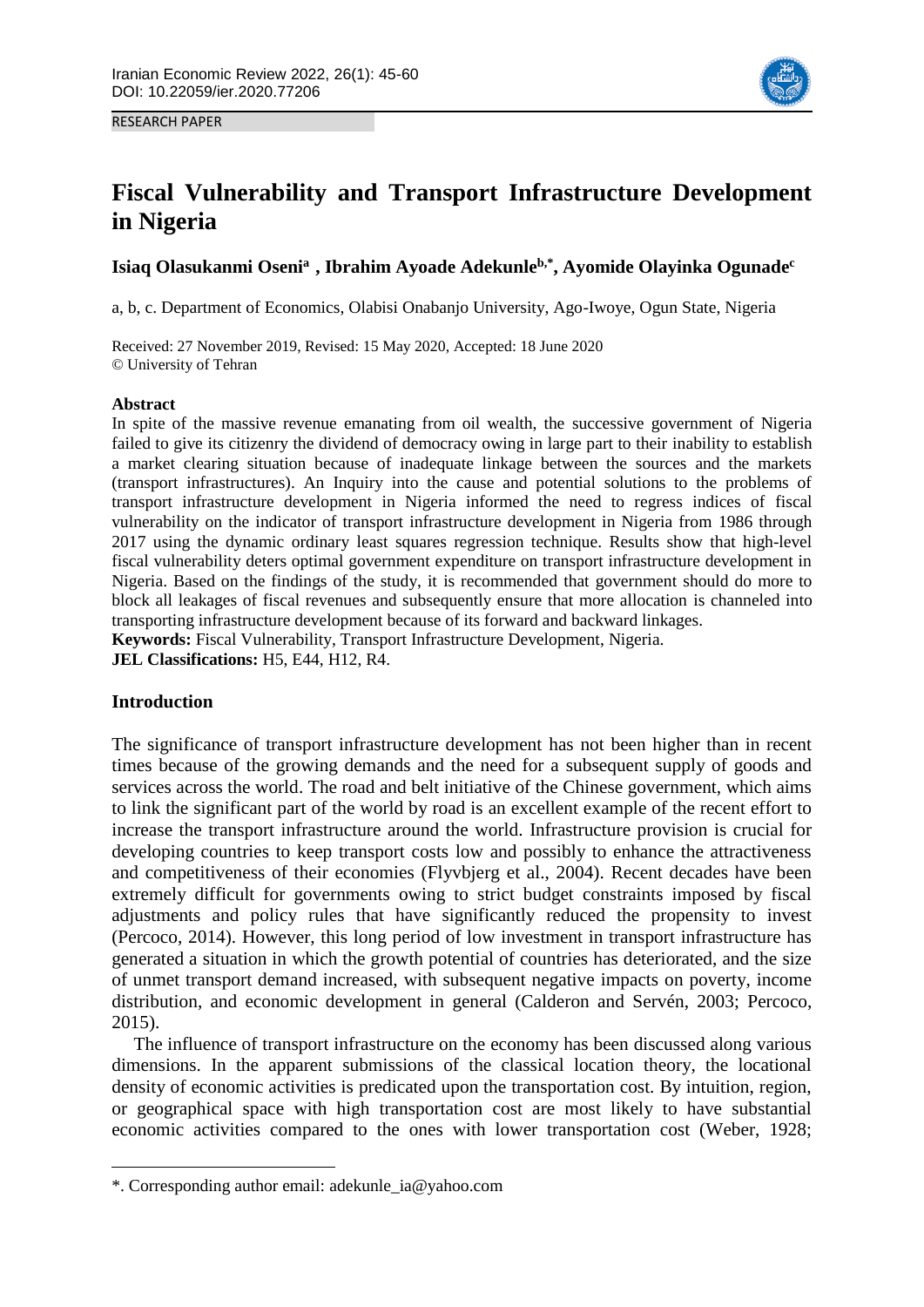RESEARCH PAPER

# Fiscal Vulnerability and Transport Infrastructure Development in Nigeria

**Isiaq Olasukanmi Oseni[a] , Ibrahim Ayoade Adekunle[b,*], Ayomide Olayinka Ogunade[c]**

a, b, c. Department of Economics, Olabisi Onabanjo University, Ago-Iwoye, Ogun State, Nigeria

Received: 27 November 2019, Revised: 15 May 2020, Accepted: 18 June 2020
© University of Tehran

## Abstract

In spite of the massive revenue emanating from oil wealth, the successive government of Nigeria failed to give its citizenry the dividend of democracy owing in large part to their inability to establish a market clearing situation because of inadequate linkage between the sources and the markets (transport infrastructures). An Inquiry into the cause and potential solutions to the problems of transport infrastructure development in Nigeria informed the need to regress indices of fiscal vulnerability on the indicator of transport infrastructure development in Nigeria from 1986 through 2017 using the dynamic ordinary least squares regression technique. Results show that high-level fiscal vulnerability deters optimal government expenditure on transport infrastructure development in Nigeria. Based on the findings of the study, it is recommended that government should do more to block all leakages of fiscal revenues and subsequently ensure that more allocation is channeled into transporting infrastructure development because of its forward and backward linkages.

**Keywords:** Fiscal Vulnerability, Transport Infrastructure Development, Nigeria.

**JEL Classifications:** H5, E44, H12, R4.

## Introduction

The significance of transport infrastructure development has not been higher than in recent times because of the growing demands and the need for a subsequent supply of goods and services across the world. The road and belt initiative of the Chinese government, which aims to link the significant part of the world by road is an excellent example of the recent effort to increase the transport infrastructure around the world. Infrastructure provision is crucial for developing countries to keep transport costs low and possibly to enhance the attractiveness and competitiveness of their economies (Flyvbjerg et al., 2004). Recent decades have been extremely difficult for governments owing to strict budget constraints imposed by fiscal adjustments and policy rules that have significantly reduced the propensity to invest (Percoco, 2014). However, this long period of low investment in transport infrastructure has generated a situation in which the growth potential of countries has deteriorated, and the size of unmet transport demand increased, with subsequent negative impacts on poverty, income distribution, and economic development in general (Calderon and Servén, 2003; Percoco, 2015).

The influence of transport infrastructure on the economy has been discussed along various dimensions. In the apparent submissions of the classical location theory, the locational density of economic activities is predicated upon the transportation cost. By intuition, region, or geographical space with high transportation cost are most likely to have substantial economic activities compared to the ones with lower transportation cost (Weber, 1928;

*. Corresponding author email: adekunle_ia@yahoo.com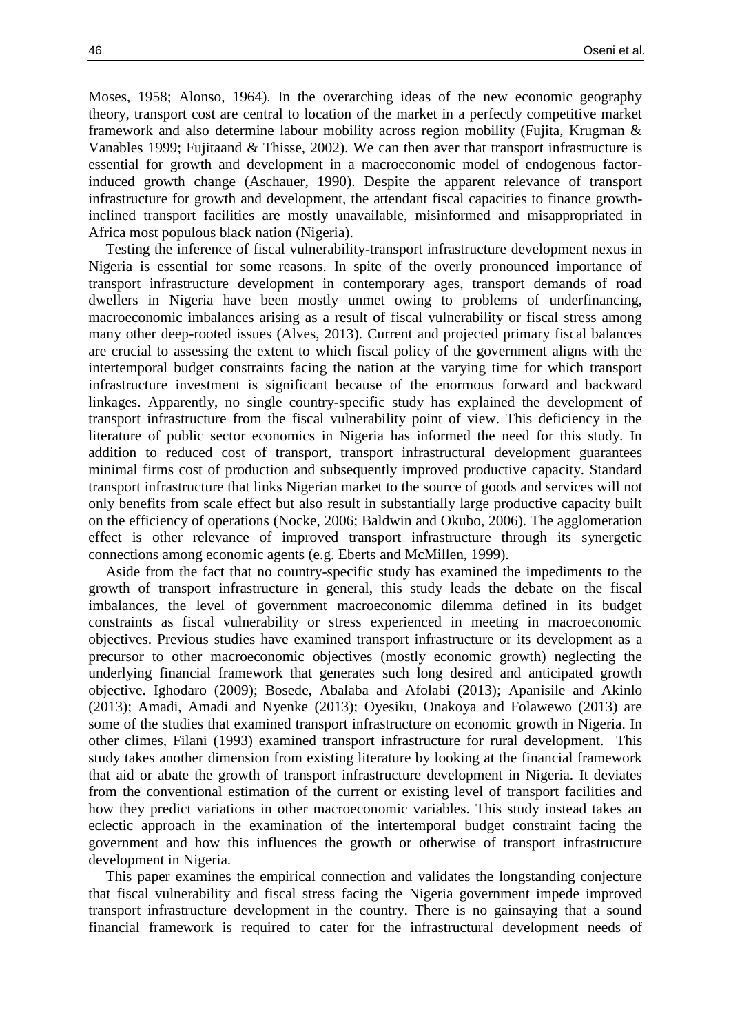Moses, 1958; Alonso, 1964). In the overarching ideas of the new economic geography theory, transport cost are central to location of the market in a perfectly competitive market framework and also determine labour mobility across region mobility (Fujita, Krugman & Vanables 1999; Fujitaand & Thisse, 2002). We can then aver that transport infrastructure is essential for growth and development in a macroeconomic model of endogenous factor-induced growth change (Aschauer, 1990). Despite the apparent relevance of transport infrastructure for growth and development, the attendant fiscal capacities to finance growth-inclined transport facilities are mostly unavailable, misinformed and misappropriated in Africa most populous black nation (Nigeria).

Testing the inference of fiscal vulnerability-transport infrastructure development nexus in Nigeria is essential for some reasons. In spite of the overly pronounced importance of transport infrastructure development in contemporary ages, transport demands of road dwellers in Nigeria have been mostly unmet owing to problems of underfinancing, macroeconomic imbalances arising as a result of fiscal vulnerability or fiscal stress among many other deep-rooted issues (Alves, 2013). Current and projected primary fiscal balances are crucial to assessing the extent to which fiscal policy of the government aligns with the intertemporal budget constraints facing the nation at the varying time for which transport infrastructure investment is significant because of the enormous forward and backward linkages. Apparently, no single country-specific study has explained the development of transport infrastructure from the fiscal vulnerability point of view. This deficiency in the literature of public sector economics in Nigeria has informed the need for this study. In addition to reduced cost of transport, transport infrastructural development guarantees minimal firms cost of production and subsequently improved productive capacity. Standard transport infrastructure that links Nigerian market to the source of goods and services will not only benefits from scale effect but also result in substantially large productive capacity built on the efficiency of operations (Nocke, 2006; Baldwin and Okubo, 2006). The agglomeration effect is other relevance of improved transport infrastructure through its synergetic connections among economic agents (e.g. Eberts and McMillen, 1999).

Aside from the fact that no country-specific study has examined the impediments to the growth of transport infrastructure in general, this study leads the debate on the fiscal imbalances, the level of government macroeconomic dilemma defined in its budget constraints as fiscal vulnerability or stress experienced in meeting in macroeconomic objectives. Previous studies have examined transport infrastructure or its development as a precursor to other macroeconomic objectives (mostly economic growth) neglecting the underlying financial framework that generates such long desired and anticipated growth objective. Ighodaro (2009); Bosede, Abalaba and Afolabi (2013); Apanisile and Akinlo (2013); Amadi, Amadi and Nyenke (2013); Oyesiku, Onakoya and Folawewo (2013) are some of the studies that examined transport infrastructure on economic growth in Nigeria. In other climes, Filani (1993) examined transport infrastructure for rural development. This study takes another dimension from existing literature by looking at the financial framework that aid or abate the growth of transport infrastructure development in Nigeria. It deviates from the conventional estimation of the current or existing level of transport facilities and how they predict variations in other macroeconomic variables. This study instead takes an eclectic approach in the examination of the intertemporal budget constraint facing the government and how this influences the growth or otherwise of transport infrastructure development in Nigeria.

This paper examines the empirical connection and validates the longstanding conjecture that fiscal vulnerability and fiscal stress facing the Nigeria government impede improved transport infrastructure development in the country. There is no gainsaying that a sound financial framework is required to cater for the infrastructural development needs of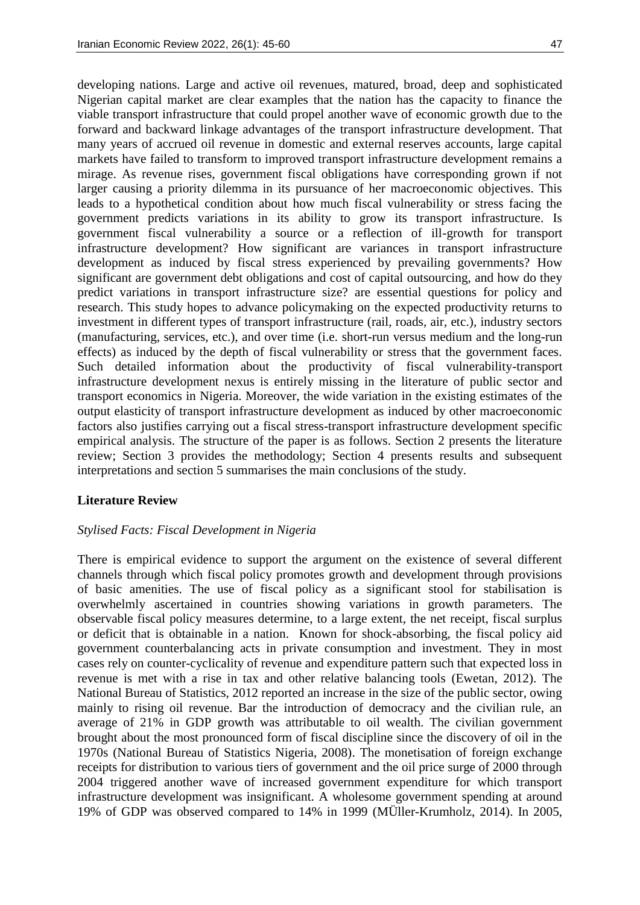developing nations. Large and active oil revenues, matured, broad, deep and sophisticated Nigerian capital market are clear examples that the nation has the capacity to finance the viable transport infrastructure that could propel another wave of economic growth due to the forward and backward linkage advantages of the transport infrastructure development. That many years of accrued oil revenue in domestic and external reserves accounts, large capital markets have failed to transform to improved transport infrastructure development remains a mirage. As revenue rises, government fiscal obligations have corresponding grown if not larger causing a priority dilemma in its pursuance of her macroeconomic objectives. This leads to a hypothetical condition about how much fiscal vulnerability or stress facing the government predicts variations in its ability to grow its transport infrastructure. Is government fiscal vulnerability a source or a reflection of ill-growth for transport infrastructure development? How significant are variances in transport infrastructure development as induced by fiscal stress experienced by prevailing governments? How significant are government debt obligations and cost of capital outsourcing, and how do they predict variations in transport infrastructure size? are essential questions for policy and research. This study hopes to advance policymaking on the expected productivity returns to investment in different types of transport infrastructure (rail, roads, air, etc.), industry sectors (manufacturing, services, etc.), and over time (i.e. short-run versus medium and the long-run effects) as induced by the depth of fiscal vulnerability or stress that the government faces. Such detailed information about the productivity of fiscal vulnerability-transport infrastructure development nexus is entirely missing in the literature of public sector and transport economics in Nigeria. Moreover, the wide variation in the existing estimates of the output elasticity of transport infrastructure development as induced by other macroeconomic factors also justifies carrying out a fiscal stress-transport infrastructure development specific empirical analysis. The structure of the paper is as follows. Section 2 presents the literature review; Section 3 provides the methodology; Section 4 presents results and subsequent interpretations and section 5 summarises the main conclusions of the study.

## Literature Review

### *Stylised Facts: Fiscal Development in Nigeria*

There is empirical evidence to support the argument on the existence of several different channels through which fiscal policy promotes growth and development through provisions of basic amenities. The use of fiscal policy as a significant stool for stabilisation is overwhelmly ascertained in countries showing variations in growth parameters. The observable fiscal policy measures determine, to a large extent, the net receipt, fiscal surplus or deficit that is obtainable in a nation. Known for shock-absorbing, the fiscal policy aid government counterbalancing acts in private consumption and investment. They in most cases rely on counter-cyclicality of revenue and expenditure pattern such that expected loss in revenue is met with a rise in tax and other relative balancing tools (Ewetan, 2012). The National Bureau of Statistics, 2012 reported an increase in the size of the public sector, owing mainly to rising oil revenue. Bar the introduction of democracy and the civilian rule, an average of 21% in GDP growth was attributable to oil wealth. The civilian government brought about the most pronounced form of fiscal discipline since the discovery of oil in the 1970s (National Bureau of Statistics Nigeria, 2008). The monetisation of foreign exchange receipts for distribution to various tiers of government and the oil price surge of 2000 through 2004 triggered another wave of increased government expenditure for which transport infrastructure development was insignificant. A wholesome government spending at around 19% of GDP was observed compared to 14% in 1999 (MÜller-Krumholz, 2014). In 2005,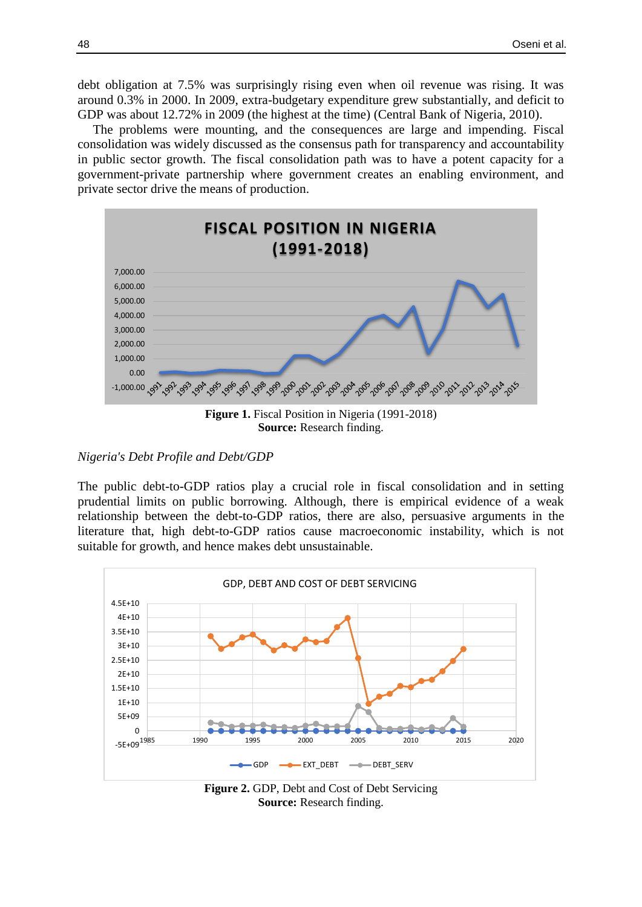debt obligation at 7.5% was surprisingly rising even when oil revenue was rising. It was around 0.3% in 2000. In 2009, extra-budgetary expenditure grew substantially, and deficit to GDP was about 12.72% in 2009 (the highest at the time) (Central Bank of Nigeria, 2010).

The problems were mounting, and the consequences are large and impending. Fiscal consolidation was widely discussed as the consensus path for transparency and accountability in public sector growth. The fiscal consolidation path was to have a potent capacity for a government-private partnership where government creates an enabling environment, and private sector drive the means of production.

**Figure 1.** Fiscal Position in Nigeria (1991-2018)
**Source:** Research finding.

*Nigeria's Debt Profile and Debt/GDP*

The public debt-to-GDP ratios play a crucial role in fiscal consolidation and in setting prudential limits on public borrowing. Although, there is empirical evidence of a weak relationship between the debt-to-GDP ratios, there are also, persuasive arguments in the literature that, high debt-to-GDP ratios cause macroeconomic instability, which is not suitable for growth, and hence makes debt unsustainable.

**Figure 2.** GDP, Debt and Cost of Debt Servicing
**Source:** Research finding.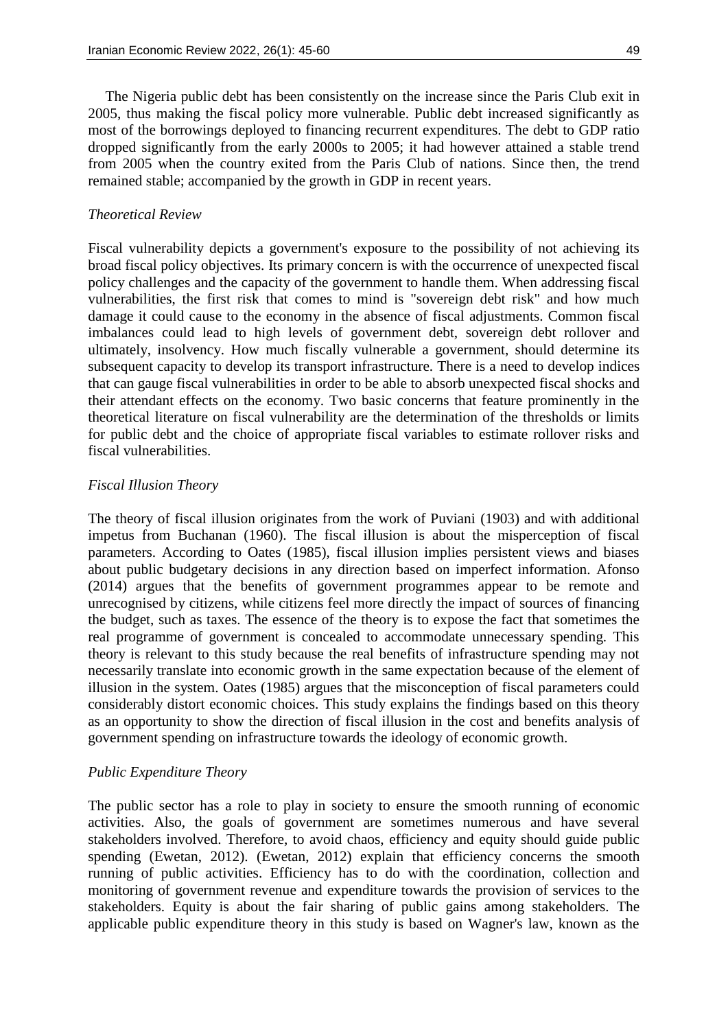The Nigeria public debt has been consistently on the increase since the Paris Club exit in 2005, thus making the fiscal policy more vulnerable. Public debt increased significantly as most of the borrowings deployed to financing recurrent expenditures. The debt to GDP ratio dropped significantly from the early 2000s to 2005; it had however attained a stable trend from 2005 when the country exited from the Paris Club of nations. Since then, the trend remained stable; accompanied by the growth in GDP in recent years.

### *Theoretical Review*

Fiscal vulnerability depicts a government's exposure to the possibility of not achieving its broad fiscal policy objectives. Its primary concern is with the occurrence of unexpected fiscal policy challenges and the capacity of the government to handle them. When addressing fiscal vulnerabilities, the first risk that comes to mind is "sovereign debt risk" and how much damage it could cause to the economy in the absence of fiscal adjustments. Common fiscal imbalances could lead to high levels of government debt, sovereign debt rollover and ultimately, insolvency. How much fiscally vulnerable a government, should determine its subsequent capacity to develop its transport infrastructure. There is a need to develop indices that can gauge fiscal vulnerabilities in order to be able to absorb unexpected fiscal shocks and their attendant effects on the economy. Two basic concerns that feature prominently in the theoretical literature on fiscal vulnerability are the determination of the thresholds or limits for public debt and the choice of appropriate fiscal variables to estimate rollover risks and fiscal vulnerabilities.

### *Fiscal Illusion Theory*

The theory of fiscal illusion originates from the work of Puviani (1903) and with additional impetus from Buchanan (1960). The fiscal illusion is about the misperception of fiscal parameters. According to Oates (1985), fiscal illusion implies persistent views and biases about public budgetary decisions in any direction based on imperfect information. Afonso (2014) argues that the benefits of government programmes appear to be remote and unrecognised by citizens, while citizens feel more directly the impact of sources of financing the budget, such as taxes. The essence of the theory is to expose the fact that sometimes the real programme of government is concealed to accommodate unnecessary spending. This theory is relevant to this study because the real benefits of infrastructure spending may not necessarily translate into economic growth in the same expectation because of the element of illusion in the system. Oates (1985) argues that the misconception of fiscal parameters could considerably distort economic choices. This study explains the findings based on this theory as an opportunity to show the direction of fiscal illusion in the cost and benefits analysis of government spending on infrastructure towards the ideology of economic growth.

### *Public Expenditure Theory*

The public sector has a role to play in society to ensure the smooth running of economic activities. Also, the goals of government are sometimes numerous and have several stakeholders involved. Therefore, to avoid chaos, efficiency and equity should guide public spending (Ewetan, 2012). (Ewetan, 2012) explain that efficiency concerns the smooth running of public activities. Efficiency has to do with the coordination, collection and monitoring of government revenue and expenditure towards the provision of services to the stakeholders. Equity is about the fair sharing of public gains among stakeholders. The applicable public expenditure theory in this study is based on Wagner's law, known as the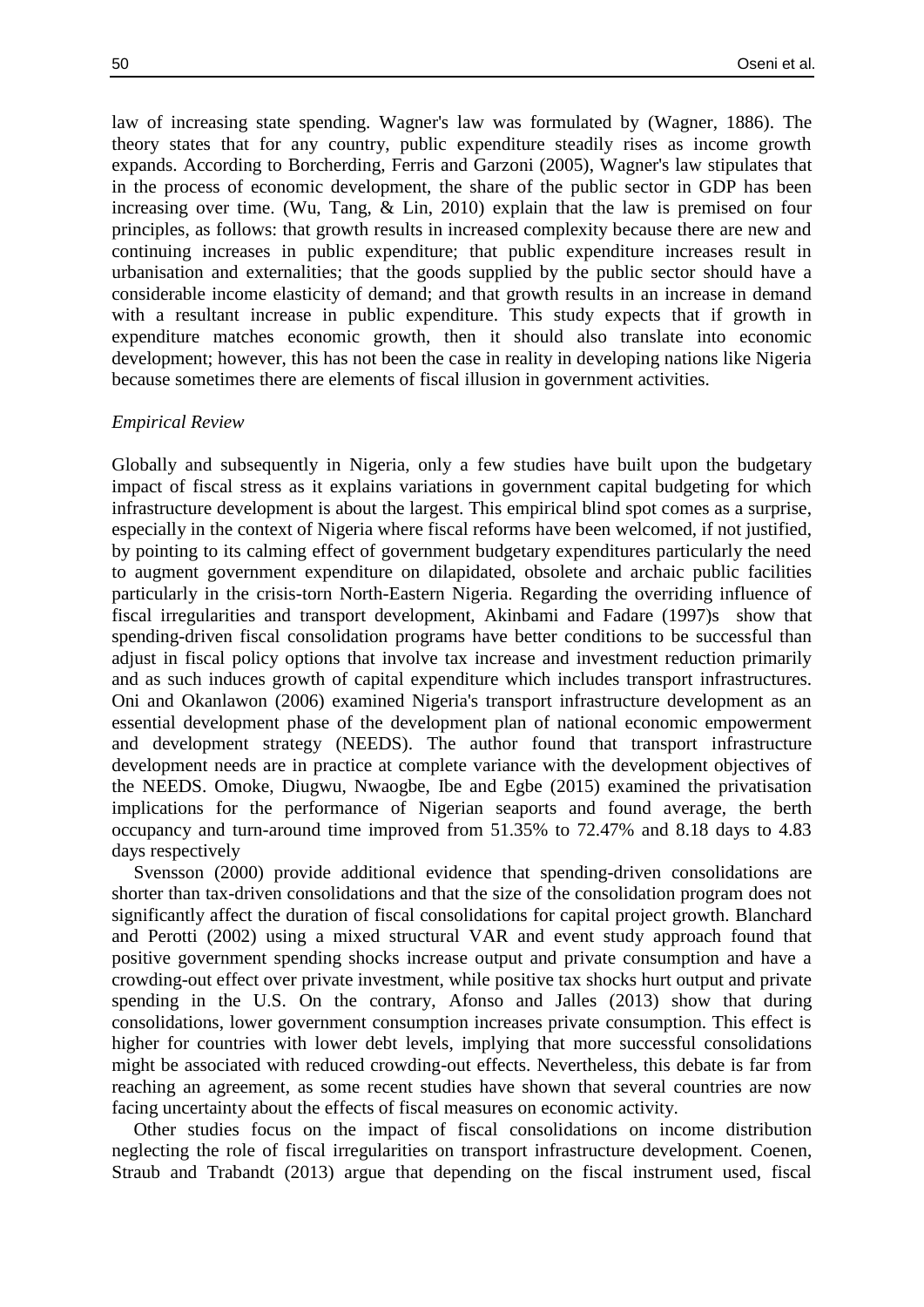law of increasing state spending. Wagner's law was formulated by (Wagner, 1886). The theory states that for any country, public expenditure steadily rises as income growth expands. According to Borcherding, Ferris and Garzoni (2005), Wagner's law stipulates that in the process of economic development, the share of the public sector in GDP has been increasing over time. (Wu, Tang, & Lin, 2010) explain that the law is premised on four principles, as follows: that growth results in increased complexity because there are new and continuing increases in public expenditure; that public expenditure increases result in urbanisation and externalities; that the goods supplied by the public sector should have a considerable income elasticity of demand; and that growth results in an increase in demand with a resultant increase in public expenditure. This study expects that if growth in expenditure matches economic growth, then it should also translate into economic development; however, this has not been the case in reality in developing nations like Nigeria because sometimes there are elements of fiscal illusion in government activities.

*Empirical Review*

Globally and subsequently in Nigeria, only a few studies have built upon the budgetary impact of fiscal stress as it explains variations in government capital budgeting for which infrastructure development is about the largest. This empirical blind spot comes as a surprise, especially in the context of Nigeria where fiscal reforms have been welcomed, if not justified, by pointing to its calming effect of government budgetary expenditures particularly the need to augment government expenditure on dilapidated, obsolete and archaic public facilities particularly in the crisis-torn North-Eastern Nigeria. Regarding the overriding influence of fiscal irregularities and transport development, Akinbami and Fadare (1997)s show that spending-driven fiscal consolidation programs have better conditions to be successful than adjust in fiscal policy options that involve tax increase and investment reduction primarily and as such induces growth of capital expenditure which includes transport infrastructures. Oni and Okanlawon (2006) examined Nigeria's transport infrastructure development as an essential development phase of the development plan of national economic empowerment and development strategy (NEEDS). The author found that transport infrastructure development needs are in practice at complete variance with the development objectives of the NEEDS. Omoke, Diugwu, Nwaogbe, Ibe and Egbe (2015) examined the privatisation implications for the performance of Nigerian seaports and found average, the berth occupancy and turn-around time improved from 51.35% to 72.47% and 8.18 days to 4.83 days respectively

Svensson (2000) provide additional evidence that spending-driven consolidations are shorter than tax-driven consolidations and that the size of the consolidation program does not significantly affect the duration of fiscal consolidations for capital project growth. Blanchard and Perotti (2002) using a mixed structural VAR and event study approach found that positive government spending shocks increase output and private consumption and have a crowding-out effect over private investment, while positive tax shocks hurt output and private spending in the U.S. On the contrary, Afonso and Jalles (2013) show that during consolidations, lower government consumption increases private consumption. This effect is higher for countries with lower debt levels, implying that more successful consolidations might be associated with reduced crowding-out effects. Nevertheless, this debate is far from reaching an agreement, as some recent studies have shown that several countries are now facing uncertainty about the effects of fiscal measures on economic activity.

Other studies focus on the impact of fiscal consolidations on income distribution neglecting the role of fiscal irregularities on transport infrastructure development. Coenen, Straub and Trabandt (2013) argue that depending on the fiscal instrument used, fiscal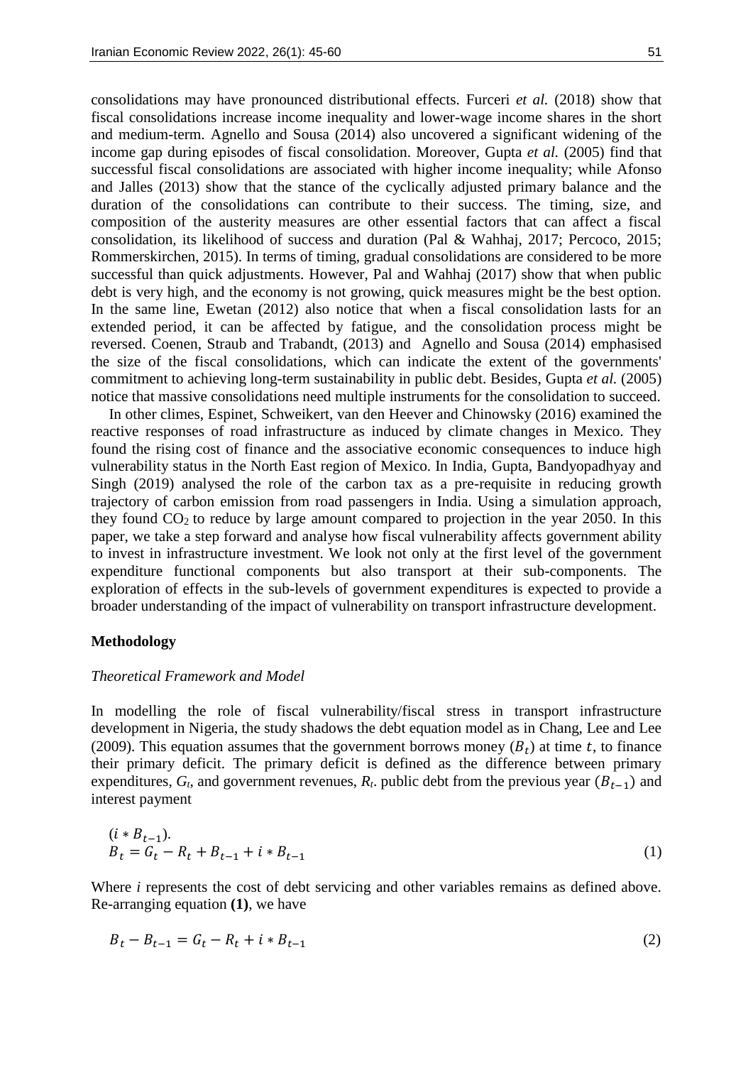consolidations may have pronounced distributional effects. Furceri *et al.* (2018) show that fiscal consolidations increase income inequality and lower-wage income shares in the short and medium-term. Agnello and Sousa (2014) also uncovered a significant widening of the income gap during episodes of fiscal consolidation. Moreover, Gupta *et al.* (2005) find that successful fiscal consolidations are associated with higher income inequality; while Afonso and Jalles (2013) show that the stance of the cyclically adjusted primary balance and the duration of the consolidations can contribute to their success. The timing, size, and composition of the austerity measures are other essential factors that can affect a fiscal consolidation, its likelihood of success and duration (Pal & Wahhaj, 2017; Percoco, 2015; Rommerskirchen, 2015). In terms of timing, gradual consolidations are considered to be more successful than quick adjustments. However, Pal and Wahhaj (2017) show that when public debt is very high, and the economy is not growing, quick measures might be the best option. In the same line, Ewetan (2012) also notice that when a fiscal consolidation lasts for an extended period, it can be affected by fatigue, and the consolidation process might be reversed. Coenen, Straub and Trabandt, (2013) and Agnello and Sousa (2014) emphasised the size of the fiscal consolidations, which can indicate the extent of the governments' commitment to achieving long-term sustainability in public debt. Besides, Gupta *et al.* (2005) notice that massive consolidations need multiple instruments for the consolidation to succeed.

In other climes, Espinet, Schweikert, van den Heever and Chinowsky (2016) examined the reactive responses of road infrastructure as induced by climate changes in Mexico. They found the rising cost of finance and the associative economic consequences to induce high vulnerability status in the North East region of Mexico. In India, Gupta, Bandyopadhyay and Singh (2019) analysed the role of the carbon tax as a pre-requisite in reducing growth trajectory of carbon emission from road passengers in India. Using a simulation approach, they found $CO_2$ to reduce by large amount compared to projection in the year 2050. In this paper, we take a step forward and analyse how fiscal vulnerability affects government ability to invest in infrastructure investment. We look not only at the first level of the government expenditure functional components but also transport at their sub-components. The exploration of effects in the sub-levels of government expenditures is expected to provide a broader understanding of the impact of vulnerability on transport infrastructure development.

## Methodology

### *Theoretical Framework and Model*

In modelling the role of fiscal vulnerability/fiscal stress in transport infrastructure development in Nigeria, the study shadows the debt equation model as in Chang, Lee and Lee (2009). This equation assumes that the government borrows money ($B_t$) at time $t$, to finance their primary deficit. The primary deficit is defined as the difference between primary expenditures, $G_t$, and government revenues, $R_t$. public debt from the previous year ($B_{t-1}$) and interest payment

$(i * B_{t-1})$.

$$B_t = G_t - R_t + B_{t-1} + i * B_{t-1} \tag{1}$$

Where *i* represents the cost of debt servicing and other variables remains as defined above. Re-arranging equation **(1)**, we have

$$B_t - B_{t-1} = G_t - R_t + i * B_{t-1} \tag{2}$$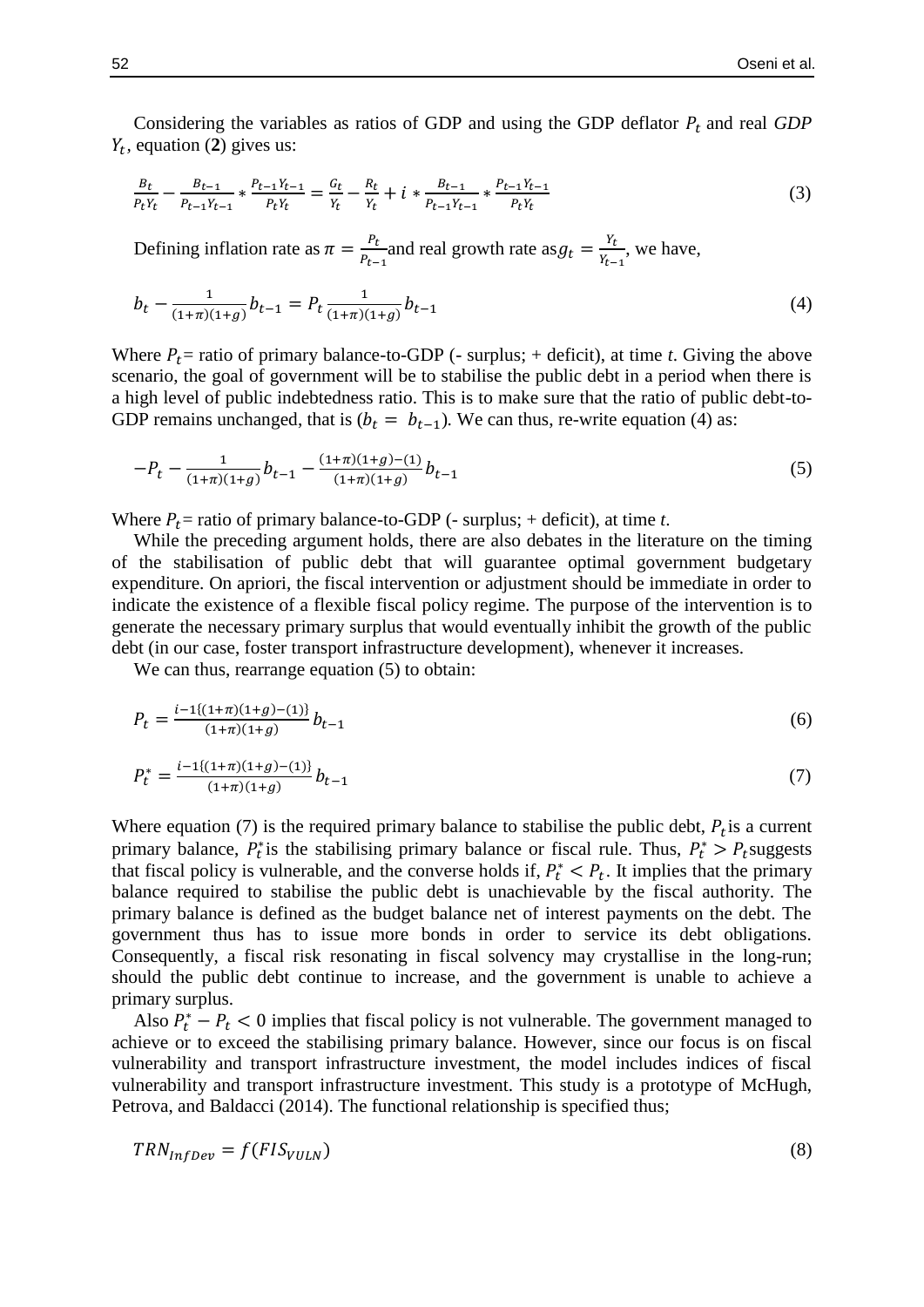Considering the variables as ratios of GDP and using the GDP deflator $P_t$ and real *GDP* $Y_t$, equation (**2**) gives us:

$$\frac{B_t}{P_tY_t} - \frac{B_{t-1}}{P_{t-1}Y_{t-1}} * \frac{P_{t-1}Y_{t-1}}{P_tY_t} = \frac{G_t}{Y_t} - \frac{R_t}{Y_t} + i * \frac{B_{t-1}}{P_{t-1}Y_{t-1}} * \frac{P_{t-1}Y_{t-1}}{P_tY_t} \tag{3}$$

Defining inflation rate as $\pi = \frac{P_t}{P_{t-1}}$and real growth rate as$g_t = \frac{Y_t}{Y_{t-1}}$, we have,

$$b_t - \frac{1}{(1+\pi)(1+g)} b_{t-1} = P_t \frac{1}{(1+\pi)(1+g)} b_{t-1} \tag{4}$$

Where $P_t$= ratio of primary balance-to-GDP (- surplus; + deficit), at time *t*. Giving the above scenario, the goal of government will be to stabilise the public debt in a period when there is a high level of public indebtedness ratio. This is to make sure that the ratio of public debt-to-GDP remains unchanged, that is ($b_t = b_{t-1}$). We can thus, re-write equation (4) as:

$$-P_t - \frac{1}{(1+\pi)(1+g)} b_{t-1} - \frac{(1+\pi)(1+g)-(1)}{(1+\pi)(1+g)} b_{t-1} \tag{5}$$

Where $P_t$= ratio of primary balance-to-GDP (- surplus; + deficit), at time *t*.

While the preceding argument holds, there are also debates in the literature on the timing of the stabilisation of public debt that will guarantee optimal government budgetary expenditure. On apriori, the fiscal intervention or adjustment should be immediate in order to indicate the existence of a flexible fiscal policy regime. The purpose of the intervention is to generate the necessary primary surplus that would eventually inhibit the growth of the public debt (in our case, foster transport infrastructure development), whenever it increases.

We can thus, rearrange equation (5) to obtain:

$$P_t = \frac{i-1\{(1+\pi)(1+g)-(1)\}}{(1+\pi)(1+g)} b_{t-1} \tag{6}$$

$$P_t^* = \frac{i-1\{(1+\pi)(1+g)-(1)\}}{(1+\pi)(1+g)} b_{t-1} \tag{7}$$

Where equation (7) is the required primary balance to stabilise the public debt, $P_t$is a current primary balance, $P_t^*$is the stabilising primary balance or fiscal rule. Thus, $P_t^* > P_t$suggests that fiscal policy is vulnerable, and the converse holds if, $P_t^* < P_t$. It implies that the primary balance required to stabilise the public debt is unachievable by the fiscal authority. The primary balance is defined as the budget balance net of interest payments on the debt. The government thus has to issue more bonds in order to service its debt obligations. Consequently, a fiscal risk resonating in fiscal solvency may crystallise in the long-run; should the public debt continue to increase, and the government is unable to achieve a primary surplus.

Also $P_t^* - P_t < 0$ implies that fiscal policy is not vulnerable. The government managed to achieve or to exceed the stabilising primary balance. However, since our focus is on fiscal vulnerability and transport infrastructure investment, the model includes indices of fiscal vulnerability and transport infrastructure investment. This study is a prototype of McHugh, Petrova, and Baldacci (2014). The functional relationship is specified thus;

$$TRN_{InfDev} = f(FIS_{VULN}) \tag{8}$$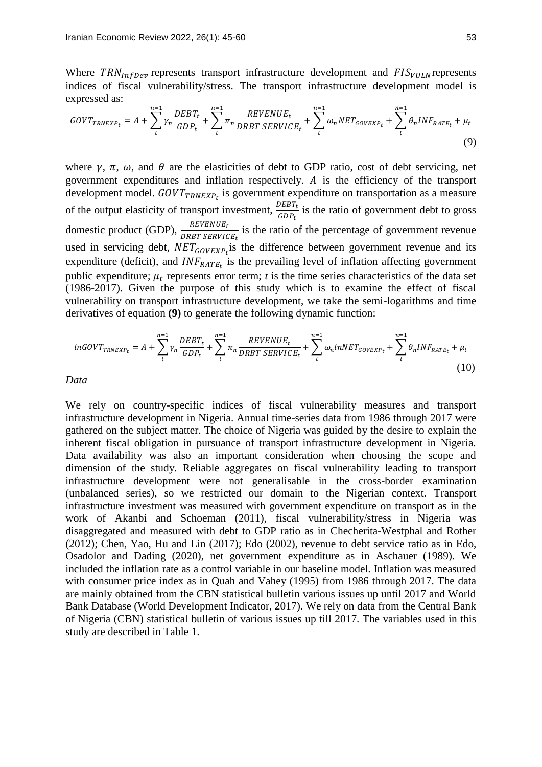Where $TRN_{InfDev}$ represents transport infrastructure development and $FIS_{VULN}$ represents indices of fiscal vulnerability/stress. The transport infrastructure development model is expressed as:

$$GOVT_{TRNEXP_t} = A + \sum_{t}^{n=1} \gamma_n \frac{DEBT_t}{GDP_t} + \sum_{t}^{n=1} \pi_n \frac{REVENUE_t}{DRBT\ SERVICE_t} + \sum_{t}^{n=1} \omega_n NET_{GOVEXP_t} + \sum_{t}^{n=1} \theta_n INF_{RATE_t} + \mu_t \tag{9}$$

where $\gamma$, $\pi$, $\omega$, and $\theta$ are the elasticities of debt to GDP ratio, cost of debt servicing, net government expenditures and inflation respectively. $A$ is the efficiency of the transport development model. $GOVT_{TRNEXP_t}$ is government expenditure on transportation as a measure of the output elasticity of transport investment, $\frac{DEBT_t}{GDP_t}$ is the ratio of government debt to gross domestic product (GDP), $\frac{REVENUE_t}{DRBT\ SERVICE_t}$ is the ratio of the percentage of government revenue used in servicing debt, $NET_{GOVEXP_t}$ is the difference between government revenue and its expenditure (deficit), and $INF_{RATE_t}$ is the prevailing level of inflation affecting government public expenditure; $\mu_t$ represents error term; *t* is the time series characteristics of the data set (1986-2017). Given the purpose of this study which is to examine the effect of fiscal vulnerability on transport infrastructure development, we take the semi-logarithms and time derivatives of equation **(9)** to generate the following dynamic function:

$$lnGOVT_{TRNEXP_t} = A + \sum_{t}^{n=1} \gamma_n \frac{DEBT_t}{GDP_t} + \sum_{t}^{n=1} \pi_n \frac{REVENUE_t}{DRBT\ SERVICE_t} + \sum_{t}^{n=1} \omega_n lnNET_{GOVEXP_t} + \sum_{t}^{n=1} \theta_n INF_{RATE_t} + \mu_t \tag{10}$$

*Data*

We rely on country-specific indices of fiscal vulnerability measures and transport infrastructure development in Nigeria. Annual time-series data from 1986 through 2017 were gathered on the subject matter. The choice of Nigeria was guided by the desire to explain the inherent fiscal obligation in pursuance of transport infrastructure development in Nigeria. Data availability was also an important consideration when choosing the scope and dimension of the study. Reliable aggregates on fiscal vulnerability leading to transport infrastructure development were not generalisable in the cross-border examination (unbalanced series), so we restricted our domain to the Nigerian context. Transport infrastructure investment was measured with government expenditure on transport as in the work of Akanbi and Schoeman (2011), fiscal vulnerability/stress in Nigeria was disaggregated and measured with debt to GDP ratio as in Checherita-Westphal and Rother (2012); Chen, Yao, Hu and Lin (2017); Edo (2002), revenue to debt service ratio as in Edo, Osadolor and Dading (2020), net government expenditure as in Aschauer (1989). We included the inflation rate as a control variable in our baseline model. Inflation was measured with consumer price index as in Quah and Vahey (1995) from 1986 through 2017. The data are mainly obtained from the CBN statistical bulletin various issues up until 2017 and World Bank Database (World Development Indicator, 2017). We rely on data from the Central Bank of Nigeria (CBN) statistical bulletin of various issues up till 2017. The variables used in this study are described in Table 1.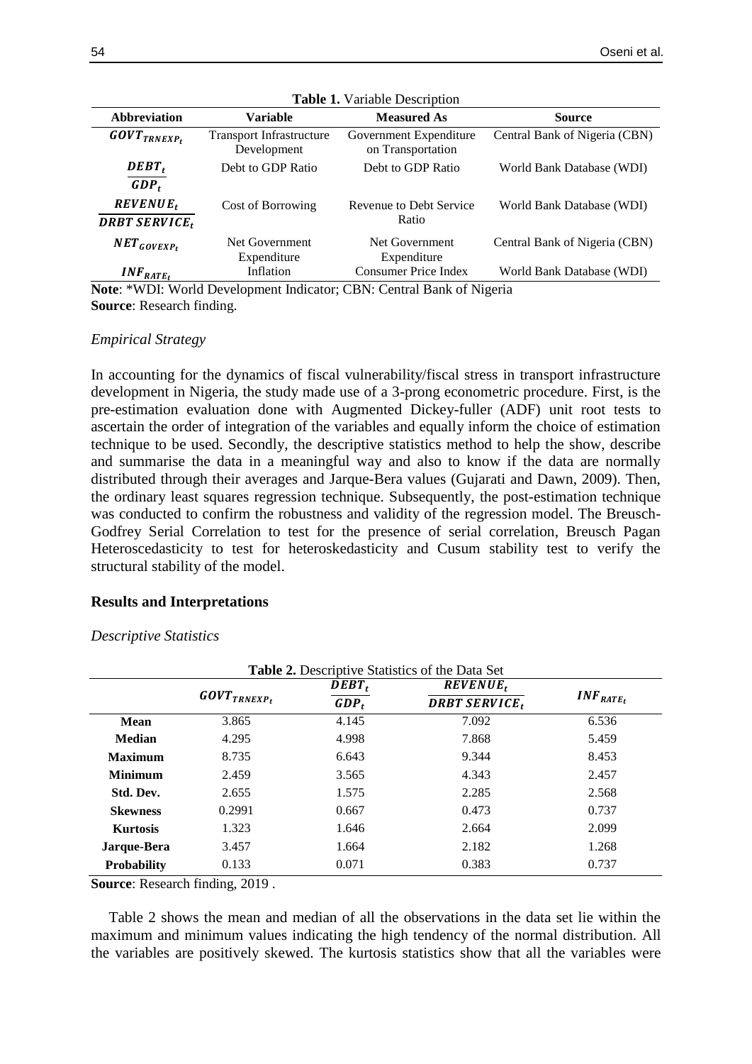**Table 1.** Variable Description

| Abbreviation | Variable | Measured As | Source |
|---|---|---|---|
| $GOVT_{TRNEXP_t}$ | Transport Infrastructure Development | Government Expenditure on Transportation | Central Bank of Nigeria (CBN) |
| $\frac{DEBT_t}{GDP_t}$ | Debt to GDP Ratio | Debt to GDP Ratio | World Bank Database (WDI) |
| $\frac{REVENUE_t}{DRBT\ SERVICE_t}$ | Cost of Borrowing | Revenue to Debt Service Ratio | World Bank Database (WDI) |
| $NET_{GOVEXP_t}$ | Net Government Expenditure | Net Government Expenditure | Central Bank of Nigeria (CBN) |
| $INF_{RATE_t}$ | Inflation | Consumer Price Index | World Bank Database (WDI) |

**Note**: *WDI: World Development Indicator; CBN: Central Bank of Nigeria
**Source**: Research finding.

### *Empirical Strategy*

In accounting for the dynamics of fiscal vulnerability/fiscal stress in transport infrastructure development in Nigeria, the study made use of a 3-prong econometric procedure. First, is the pre-estimation evaluation done with Augmented Dickey-fuller (ADF) unit root tests to ascertain the order of integration of the variables and equally inform the choice of estimation technique to be used. Secondly, the descriptive statistics method to help the show, describe and summarise the data in a meaningful way and also to know if the data are normally distributed through their averages and Jarque-Bera values (Gujarati and Dawn, 2009). Then, the ordinary least squares regression technique. Subsequently, the post-estimation technique was conducted to confirm the robustness and validity of the regression model. The Breusch-Godfrey Serial Correlation to test for the presence of serial correlation, Breusch Pagan Heteroscedasticity to test for heteroskedasticity and Cusum stability test to verify the structural stability of the model.

## Results and Interpretations

### *Descriptive Statistics*

**Table 2.** Descriptive Statistics of the Data Set

| | $GOVT_{TRNEXP_t}$ | $\frac{DEBT_t}{GDP_t}$ | $\frac{REVENUE_t}{DRBT\ SERVICE_t}$ | $INF_{RATE_t}$ |
|---|---|---|---|---|
| **Mean** | 3.865 | 4.145 | 7.092 | 6.536 |
| **Median** | 4.295 | 4.998 | 7.868 | 5.459 |
| **Maximum** | 8.735 | 6.643 | 9.344 | 8.453 |
| **Minimum** | 2.459 | 3.565 | 4.343 | 2.457 |
| **Std. Dev.** | 2.655 | 1.575 | 2.285 | 2.568 |
| **Skewness** | 0.2991 | 0.667 | 0.473 | 0.737 |
| **Kurtosis** | 1.323 | 1.646 | 2.664 | 2.099 |
| **Jarque-Bera** | 3.457 | 1.664 | 2.182 | 1.268 |
| **Probability** | 0.133 | 0.071 | 0.383 | 0.737 |

**Source**: Research finding, 2019 .

Table 2 shows the mean and median of all the observations in the data set lie within the maximum and minimum values indicating the high tendency of the normal distribution. All the variables are positively skewed. The kurtosis statistics show that all the variables were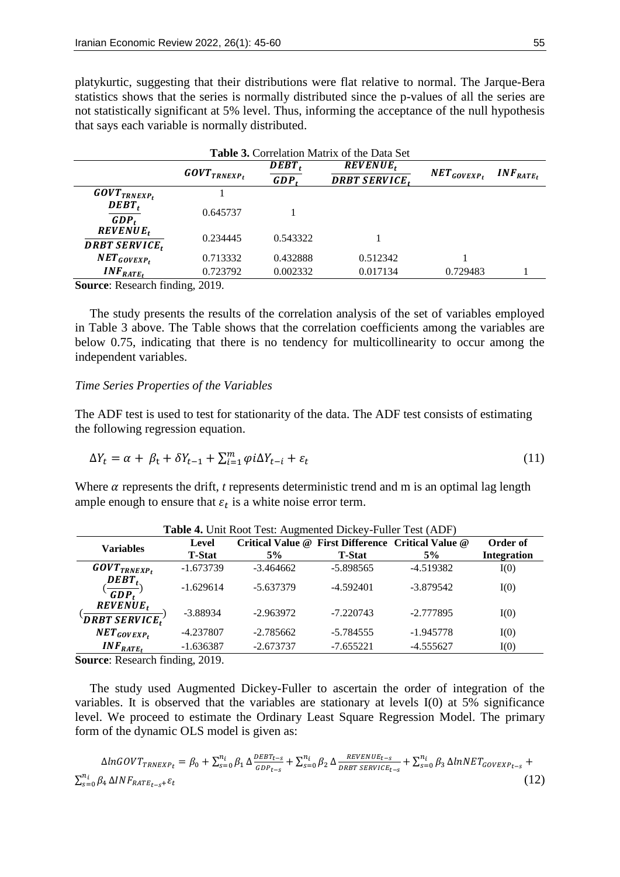platykurtic, suggesting that their distributions were flat relative to normal. The Jarque-Bera statistics shows that the series is normally distributed since the p-values of all the series are not statistically significant at 5% level. Thus, informing the acceptance of the null hypothesis that says each variable is normally distributed.

**Table 3.** Correlation Matrix of the Data Set

| | $GOVT_{TRNEXP_t}$ | $\frac{DEBT_t}{GDP_t}$ | $\frac{REVENUE_t}{DRBT\ SERVICE_t}$ | $NET_{GOVEXP_t}$ | $INF_{RATE_t}$ |
|---|---|---|---|---|---|
| $GOVT_{TRNEXP_t}$ | 1 | | | | |
| $\frac{DEBT_t}{GDP_t}$ | 0.645737 | 1 | | | |
| $\frac{REVENUE_t}{DRBT\ SERVICE_t}$ | 0.234445 | 0.543322 | 1 | | |
| $NET_{GOVEXP_t}$ | 0.713332 | 0.432888 | 0.512342 | 1 | |
| $INF_{RATE_t}$ | 0.723792 | 0.002332 | 0.017134 | 0.729483 | 1 |

**Source**: Research finding, 2019.

The study presents the results of the correlation analysis of the set of variables employed in Table 3 above. The Table shows that the correlation coefficients among the variables are below 0.75, indicating that there is no tendency for multicollinearity to occur among the independent variables.

*Time Series Properties of the Variables*

The ADF test is used to test for stationarity of the data. The ADF test consists of estimating the following regression equation.

$$\Delta Y_t = \alpha + \beta_t + \delta Y_{t-1} + \sum_{i=1}^{m} \varphi i \Delta Y_{t-i} + \varepsilon_t \tag{11}$$

Where $\alpha$ represents the drift, *t* represents deterministic trend and m is an optimal lag length ample enough to ensure that $\varepsilon_t$ is a white noise error term.

**Table 4.** Unit Root Test: Augmented Dickey-Fuller Test (ADF)

| Variables | Level T-Stat | Critical Value @ 5% | First Difference T-Stat | Critical Value @ 5% | Order of Integration |
|---|---|---|---|---|---|
| $GOVT_{TRNEXP_t}$ | -1.673739 | -3.464662 | -5.898565 | -4.519382 | I(0) |
| $(\frac{DEBT_t}{GDP_t})$ | -1.629614 | -5.637379 | -4.592401 | -3.879542 | I(0) |
| $(\frac{REVENUE_t}{DRBT\ SERVICE_t})$ | -3.88934 | -2.963972 | -7.220743 | -2.777895 | I(0) |
| $NET_{GOVEXP_t}$ | -4.237807 | -2.785662 | -5.784555 | -1.945778 | I(0) |
| $INF_{RATE_t}$ | -1.636387 | -2.673737 | -7.655221 | -4.555627 | I(0) |

**Source**: Research finding, 2019.

The study used Augmented Dickey-Fuller to ascertain the order of integration of the variables. It is observed that the variables are stationary at levels I(0) at 5% significance level. We proceed to estimate the Ordinary Least Square Regression Model. The primary form of the dynamic OLS model is given as:

$$\Delta lnGOVT_{TRNEXP_t} = \beta_0 + \sum_{s=0}^{n_i} \beta_1 \Delta \frac{DEBT_{t-s}}{GDP_{t-s}} + \sum_{s=0}^{n_i} \beta_2 \Delta \frac{REVENUE_{t-s}}{DRBT\ SERVICE_{t-s}} + \sum_{s=0}^{n_i} \beta_3 \Delta lnNET_{GOVEXP_{t-s}} + \sum_{s=0}^{n_i} \beta_4 \Delta INF_{RATE_{t-s}} + \varepsilon_t \tag{12}$$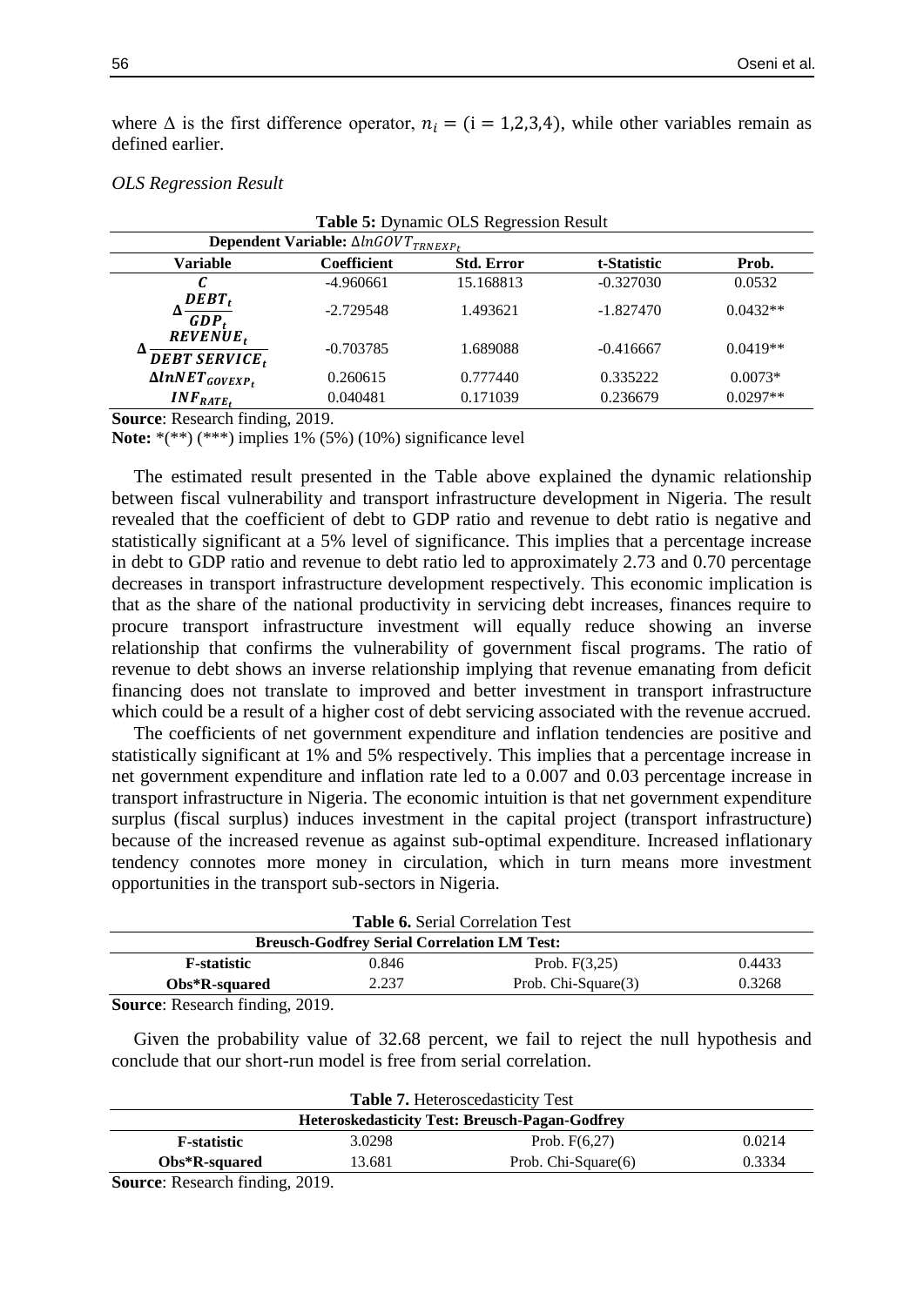where Δ is the first difference operator, $n_i = (i = 1,2,3,4)$, while other variables remain as defined earlier.

*OLS Regression Result*

**Table 5:** Dynamic OLS Regression Result

| **Dependent Variable:** $\Delta lnGOVT_{TRNEXP_t}$ | | | | |
|---|---|---|---|---|
| **Variable** | **Coefficient** | **Std. Error** | **t-Statistic** | **Prob.** |
| $C$ | -4.960661 | 15.168813 | -0.327030 | 0.0532 |
| $\Delta \frac{DEBT_t}{GDP_t}$ | -2.729548 | 1.493621 | -1.827470 | 0.0432** |
| $\Delta \frac{REVENUE_t}{DEBT\ SERVICE_t}$ | -0.703785 | 1.689088 | -0.416667 | 0.0419** |
| $\Delta lnNET_{GOVEXP_t}$ | 0.260615 | 0.777440 | 0.335222 | 0.0073* |
| $INF_{RATE_t}$ | 0.040481 | 0.171039 | 0.236679 | 0.0297** |

**Source**: Research finding, 2019.

**Note:** *(**) (***) implies 1% (5%) (10%) significance level

The estimated result presented in the Table above explained the dynamic relationship between fiscal vulnerability and transport infrastructure development in Nigeria. The result revealed that the coefficient of debt to GDP ratio and revenue to debt ratio is negative and statistically significant at a 5% level of significance. This implies that a percentage increase in debt to GDP ratio and revenue to debt ratio led to approximately 2.73 and 0.70 percentage decreases in transport infrastructure development respectively. This economic implication is that as the share of the national productivity in servicing debt increases, finances require to procure transport infrastructure investment will equally reduce showing an inverse relationship that confirms the vulnerability of government fiscal programs. The ratio of revenue to debt shows an inverse relationship implying that revenue emanating from deficit financing does not translate to improved and better investment in transport infrastructure which could be a result of a higher cost of debt servicing associated with the revenue accrued.

The coefficients of net government expenditure and inflation tendencies are positive and statistically significant at 1% and 5% respectively. This implies that a percentage increase in net government expenditure and inflation rate led to a 0.007 and 0.03 percentage increase in transport infrastructure in Nigeria. The economic intuition is that net government expenditure surplus (fiscal surplus) induces investment in the capital project (transport infrastructure) because of the increased revenue as against sub-optimal expenditure. Increased inflationary tendency connotes more money in circulation, which in turn means more investment opportunities in the transport sub-sectors in Nigeria.

**Table 6.** Serial Correlation Test

| **Breusch-Godfrey Serial Correlation LM Test:** | | | |
|---|---|---|---|
| **F-statistic** | 0.846 | Prob. F(3,25) | 0.4433 |
| **Obs*R-squared** | 2.237 | Prob. Chi-Square(3) | 0.3268 |

**Source**: Research finding, 2019.

Given the probability value of 32.68 percent, we fail to reject the null hypothesis and conclude that our short-run model is free from serial correlation.

**Table 7.** Heteroscedasticity Test

| **Heteroskedasticity Test: Breusch-Pagan-Godfrey** | | | |
|---|---|---|---|
| **F-statistic** | 3.0298 | Prob. F(6,27) | 0.0214 |
| **Obs*R-squared** | 13.681 | Prob. Chi-Square(6) | 0.3334 |

**Source**: Research finding, 2019.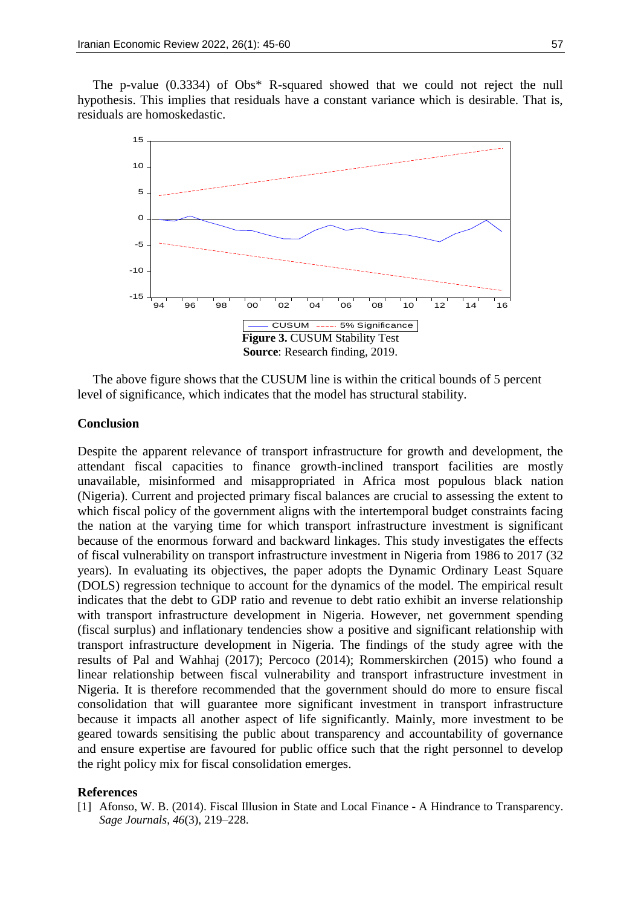The p-value (0.3334) of Obs* R-squared showed that we could not reject the null hypothesis. This implies that residuals have a constant variance which is desirable. That is, residuals are homoskedastic.

**Figure 3.** CUSUM Stability Test
**Source**: Research finding, 2019.

The above figure shows that the CUSUM line is within the critical bounds of 5 percent level of significance, which indicates that the model has structural stability.

## Conclusion

Despite the apparent relevance of transport infrastructure for growth and development, the attendant fiscal capacities to finance growth-inclined transport facilities are mostly unavailable, misinformed and misappropriated in Africa most populous black nation (Nigeria). Current and projected primary fiscal balances are crucial to assessing the extent to which fiscal policy of the government aligns with the intertemporal budget constraints facing the nation at the varying time for which transport infrastructure investment is significant because of the enormous forward and backward linkages. This study investigates the effects of fiscal vulnerability on transport infrastructure investment in Nigeria from 1986 to 2017 (32 years). In evaluating its objectives, the paper adopts the Dynamic Ordinary Least Square (DOLS) regression technique to account for the dynamics of the model. The empirical result indicates that the debt to GDP ratio and revenue to debt ratio exhibit an inverse relationship with transport infrastructure development in Nigeria. However, net government spending (fiscal surplus) and inflationary tendencies show a positive and significant relationship with transport infrastructure development in Nigeria. The findings of the study agree with the results of Pal and Wahhaj (2017); Percoco (2014); Rommerskirchen (2015) who found a linear relationship between fiscal vulnerability and transport infrastructure investment in Nigeria. It is therefore recommended that the government should do more to ensure fiscal consolidation that will guarantee more significant investment in transport infrastructure because it impacts all another aspect of life significantly. Mainly, more investment to be geared towards sensitising the public about transparency and accountability of governance and ensure expertise are favoured for public office such that the right personnel to develop the right policy mix for fiscal consolidation emerges.

## References

[1] Afonso, W. B. (2014). Fiscal Illusion in State and Local Finance - A Hindrance to Transparency. *Sage Journals*, *46*(3), 219–228.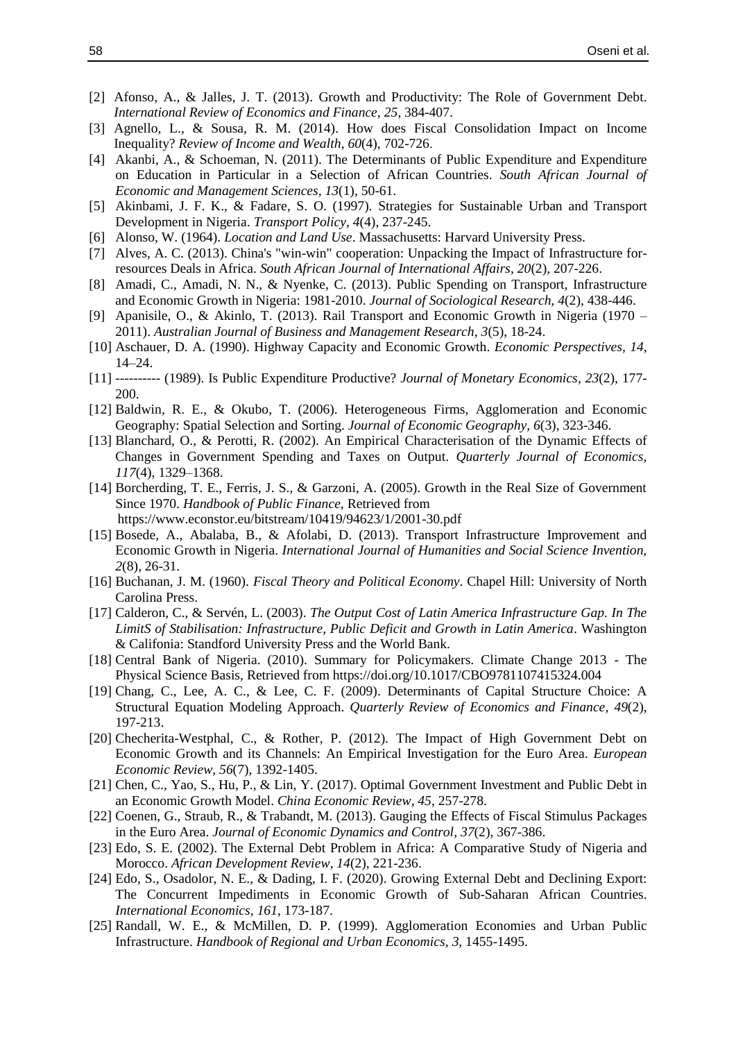[2] Afonso, A., & Jalles, J. T. (2013). Growth and Productivity: The Role of Government Debt. *International Review of Economics and Finance, 25*, 384-407.

[3] Agnello, L., & Sousa, R. M. (2014). How does Fiscal Consolidation Impact on Income Inequality? *Review of Income and Wealth, 60*(4), 702-726.

[4] Akanbi, A., & Schoeman, N. (2011). The Determinants of Public Expenditure and Expenditure on Education in Particular in a Selection of African Countries. *South African Journal of Economic and Management Sciences, 13*(1), 50-61.

[5] Akinbami, J. F. K., & Fadare, S. O. (1997). Strategies for Sustainable Urban and Transport Development in Nigeria. *Transport Policy, 4*(4), 237-245.

[6] Alonso, W. (1964). *Location and Land Use*. Massachusetts: Harvard University Press.

[7] Alves, A. C. (2013). China's "win-win" cooperation: Unpacking the Impact of Infrastructure for-resources Deals in Africa. *South African Journal of International Affairs, 20*(2), 207-226.

[8] Amadi, C., Amadi, N. N., & Nyenke, C. (2013). Public Spending on Transport, Infrastructure and Economic Growth in Nigeria: 1981-2010. *Journal of Sociological Research, 4*(2), 438-446.

[9] Apanisile, O., & Akinlo, T. (2013). Rail Transport and Economic Growth in Nigeria (1970 – 2011). *Australian Journal of Business and Management Research, 3*(5), 18-24.

[10] Aschauer, D. A. (1990). Highway Capacity and Economic Growth. *Economic Perspectives, 14*, 14–24.

[11] ---------- (1989). Is Public Expenditure Productive? *Journal of Monetary Economics, 23*(2), 177-200.

[12] Baldwin, R. E., & Okubo, T. (2006). Heterogeneous Firms, Agglomeration and Economic Geography: Spatial Selection and Sorting. *Journal of Economic Geography, 6*(3), 323-346.

[13] Blanchard, O., & Perotti, R. (2002). An Empirical Characterisation of the Dynamic Effects of Changes in Government Spending and Taxes on Output. *Quarterly Journal of Economics, 117*(4), 1329–1368.

[14] Borcherding, T. E., Ferris, J. S., & Garzoni, A. (2005). Growth in the Real Size of Government Since 1970. *Handbook of Public Finance*, Retrieved from https://www.econstor.eu/bitstream/10419/94623/1/2001-30.pdf

[15] Bosede, A., Abalaba, B., & Afolabi, D. (2013). Transport Infrastructure Improvement and Economic Growth in Nigeria. *International Journal of Humanities and Social Science Invention, 2*(8), 26-31.

[16] Buchanan, J. M. (1960). *Fiscal Theory and Political Economy*. Chapel Hill: University of North Carolina Press.

[17] Calderon, C., & Servén, L. (2003). *The Output Cost of Latin America Infrastructure Gap. In The LimitS of Stabilisation: Infrastructure, Public Deficit and Growth in Latin America*. Washington & Califonia: Standford University Press and the World Bank.

[18] Central Bank of Nigeria. (2010). Summary for Policymakers. Climate Change 2013 - The Physical Science Basis, Retrieved from https://doi.org/10.1017/CBO9781107415324.004

[19] Chang, C., Lee, A. C., & Lee, C. F. (2009). Determinants of Capital Structure Choice: A Structural Equation Modeling Approach. *Quarterly Review of Economics and Finance, 49*(2), 197-213.

[20] Checherita-Westphal, C., & Rother, P. (2012). The Impact of High Government Debt on Economic Growth and its Channels: An Empirical Investigation for the Euro Area. *European Economic Review, 56*(7), 1392-1405.

[21] Chen, C., Yao, S., Hu, P., & Lin, Y. (2017). Optimal Government Investment and Public Debt in an Economic Growth Model. *China Economic Review, 45*, 257-278.

[22] Coenen, G., Straub, R., & Trabandt, M. (2013). Gauging the Effects of Fiscal Stimulus Packages in the Euro Area. *Journal of Economic Dynamics and Control, 37*(2), 367-386.

[23] Edo, S. E. (2002). The External Debt Problem in Africa: A Comparative Study of Nigeria and Morocco. *African Development Review, 14*(2), 221-236.

[24] Edo, S., Osadolor, N. E., & Dading, I. F. (2020). Growing External Debt and Declining Export: The Concurrent Impediments in Economic Growth of Sub-Saharan African Countries. *International Economics, 161*, 173-187.

[25] Randall, W. E., & McMillen, D. P. (1999). Agglomeration Economies and Urban Public Infrastructure. *Handbook of Regional and Urban Economics, 3*, 1455-1495.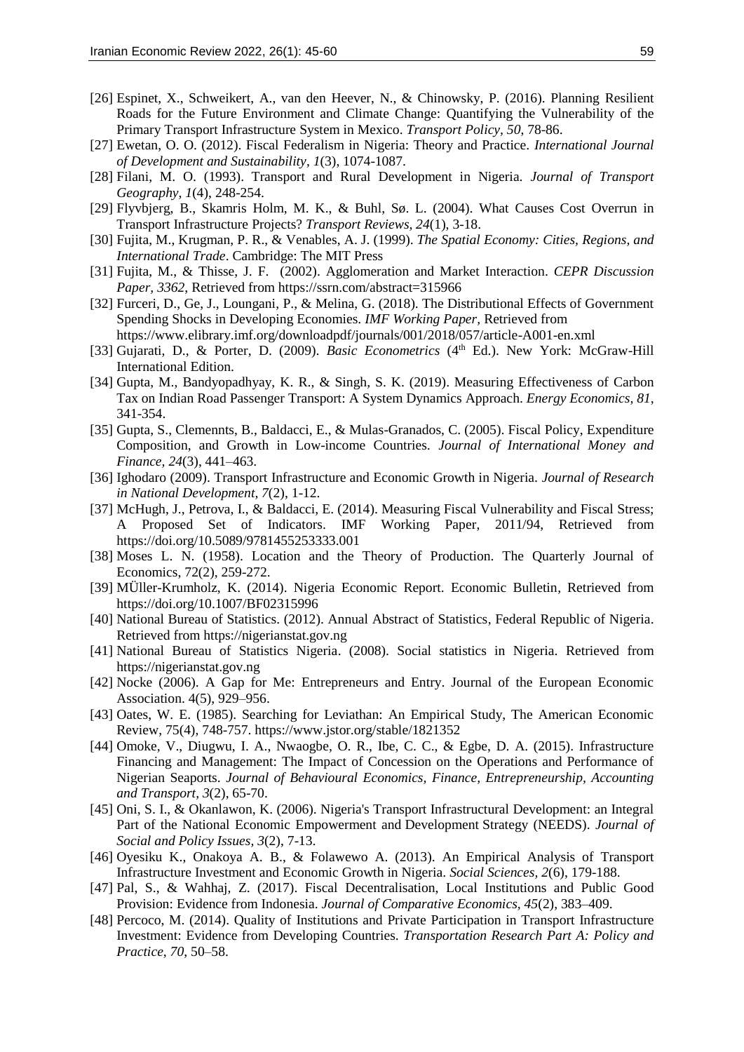[26] Espinet, X., Schweikert, A., van den Heever, N., & Chinowsky, P. (2016). Planning Resilient Roads for the Future Environment and Climate Change: Quantifying the Vulnerability of the Primary Transport Infrastructure System in Mexico. *Transport Policy, 50*, 78-86.

[27] Ewetan, O. O. (2012). Fiscal Federalism in Nigeria: Theory and Practice. *International Journal of Development and Sustainability, 1*(3), 1074-1087.

[28] Filani, M. O. (1993). Transport and Rural Development in Nigeria. *Journal of Transport Geography, 1*(4), 248-254.

[29] Flyvbjerg, B., Skamris Holm, M. K., & Buhl, Sø. L. (2004). What Causes Cost Overrun in Transport Infrastructure Projects? *Transport Reviews, 24*(1), 3-18.

[30] Fujita, M., Krugman, P. R., & Venables, A. J. (1999). *The Spatial Economy: Cities, Regions, and International Trade*. Cambridge: The MIT Press

[31] Fujita, M., & Thisse, J. F. (2002). Agglomeration and Market Interaction. *CEPR Discussion Paper, 3362*, Retrieved from https://ssrn.com/abstract=315966

[32] Furceri, D., Ge, J., Loungani, P., & Melina, G. (2018). The Distributional Effects of Government Spending Shocks in Developing Economies. *IMF Working Paper*, Retrieved from https://www.elibrary.imf.org/downloadpdf/journals/001/2018/057/article-A001-en.xml

[33] Gujarati, D., & Porter, D. (2009). *Basic Econometrics* (4th Ed.). New York: McGraw-Hill International Edition.

[34] Gupta, M., Bandyopadhyay, K. R., & Singh, S. K. (2019). Measuring Effectiveness of Carbon Tax on Indian Road Passenger Transport: A System Dynamics Approach. *Energy Economics, 81*, 341-354.

[35] Gupta, S., Clemennts, B., Baldacci, E., & Mulas-Granados, C. (2005). Fiscal Policy, Expenditure Composition, and Growth in Low-income Countries. *Journal of International Money and Finance, 24*(3), 441–463.

[36] Ighodaro (2009). Transport Infrastructure and Economic Growth in Nigeria. *Journal of Research in National Development, 7*(2), 1-12.

[37] McHugh, J., Petrova, I., & Baldacci, E. (2014). Measuring Fiscal Vulnerability and Fiscal Stress; A Proposed Set of Indicators. IMF Working Paper, 2011/94, Retrieved from https://doi.org/10.5089/9781455253333.001

[38] Moses L. N. (1958). Location and the Theory of Production. The Quarterly Journal of Economics, 72(2), 259-272.

[39] MÜller-Krumholz, K. (2014). Nigeria Economic Report. Economic Bulletin, Retrieved from https://doi.org/10.1007/BF02315996

[40] National Bureau of Statistics. (2012). Annual Abstract of Statistics, Federal Republic of Nigeria. Retrieved from https://nigerianstat.gov.ng

[41] National Bureau of Statistics Nigeria. (2008). Social statistics in Nigeria. Retrieved from https://nigerianstat.gov.ng

[42] Nocke (2006). A Gap for Me: Entrepreneurs and Entry. Journal of the European Economic Association. 4(5), 929–956.

[43] Oates, W. E. (1985). Searching for Leviathan: An Empirical Study, The American Economic Review, 75(4), 748-757. https://www.jstor.org/stable/1821352

[44] Omoke, V., Diugwu, I. A., Nwaogbe, O. R., Ibe, C. C., & Egbe, D. A. (2015). Infrastructure Financing and Management: The Impact of Concession on the Operations and Performance of Nigerian Seaports. *Journal of Behavioural Economics, Finance, Entrepreneurship, Accounting and Transport, 3*(2), 65-70.

[45] Oni, S. I., & Okanlawon, K. (2006). Nigeria's Transport Infrastructural Development: an Integral Part of the National Economic Empowerment and Development Strategy (NEEDS). *Journal of Social and Policy Issues, 3*(2), 7-13.

[46] Oyesiku K., Onakoya A. B., & Folawewo A. (2013). An Empirical Analysis of Transport Infrastructure Investment and Economic Growth in Nigeria. *Social Sciences, 2*(6), 179-188.

[47] Pal, S., & Wahhaj, Z. (2017). Fiscal Decentralisation, Local Institutions and Public Good Provision: Evidence from Indonesia. *Journal of Comparative Economics, 45*(2), 383–409.

[48] Percoco, M. (2014). Quality of Institutions and Private Participation in Transport Infrastructure Investment: Evidence from Developing Countries. *Transportation Research Part A: Policy and Practice, 70*, 50–58.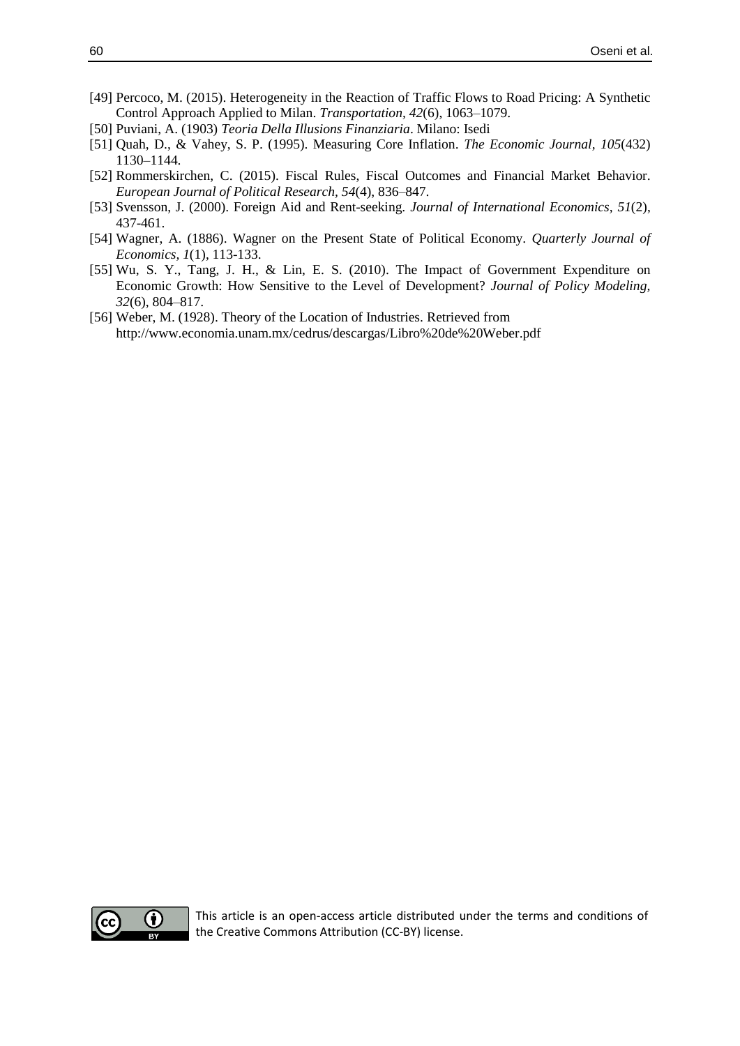[49] Percoco, M. (2015). Heterogeneity in the Reaction of Traffic Flows to Road Pricing: A Synthetic Control Approach Applied to Milan. *Transportation*, *42*(6), 1063–1079.

[50] Puviani, A. (1903) *Teoria Della Illusions Finanziaria*. Milano: Isedi

[51] Quah, D., & Vahey, S. P. (1995). Measuring Core Inflation. *The Economic Journal*, *105*(432) 1130–1144.

[52] Rommerskirchen, C. (2015). Fiscal Rules, Fiscal Outcomes and Financial Market Behavior. *European Journal of Political Research*, *54*(4), 836–847.

[53] Svensson, J. (2000). Foreign Aid and Rent-seeking. *Journal of International Economics, 51*(2), 437-461.

[54] Wagner, A. (1886). Wagner on the Present State of Political Economy. *Quarterly Journal of Economics, 1*(1), 113-133.

[55] Wu, S. Y., Tang, J. H., & Lin, E. S. (2010). The Impact of Government Expenditure on Economic Growth: How Sensitive to the Level of Development? *Journal of Policy Modeling, 32*(6), 804–817.

[56] Weber, M. (1928). Theory of the Location of Industries. Retrieved from http://www.economia.unam.mx/cedrus/descargas/Libro%20de%20Weber.pdf

This article is an open-access article distributed under the terms and conditions of the Creative Commons Attribution (CC-BY) license.